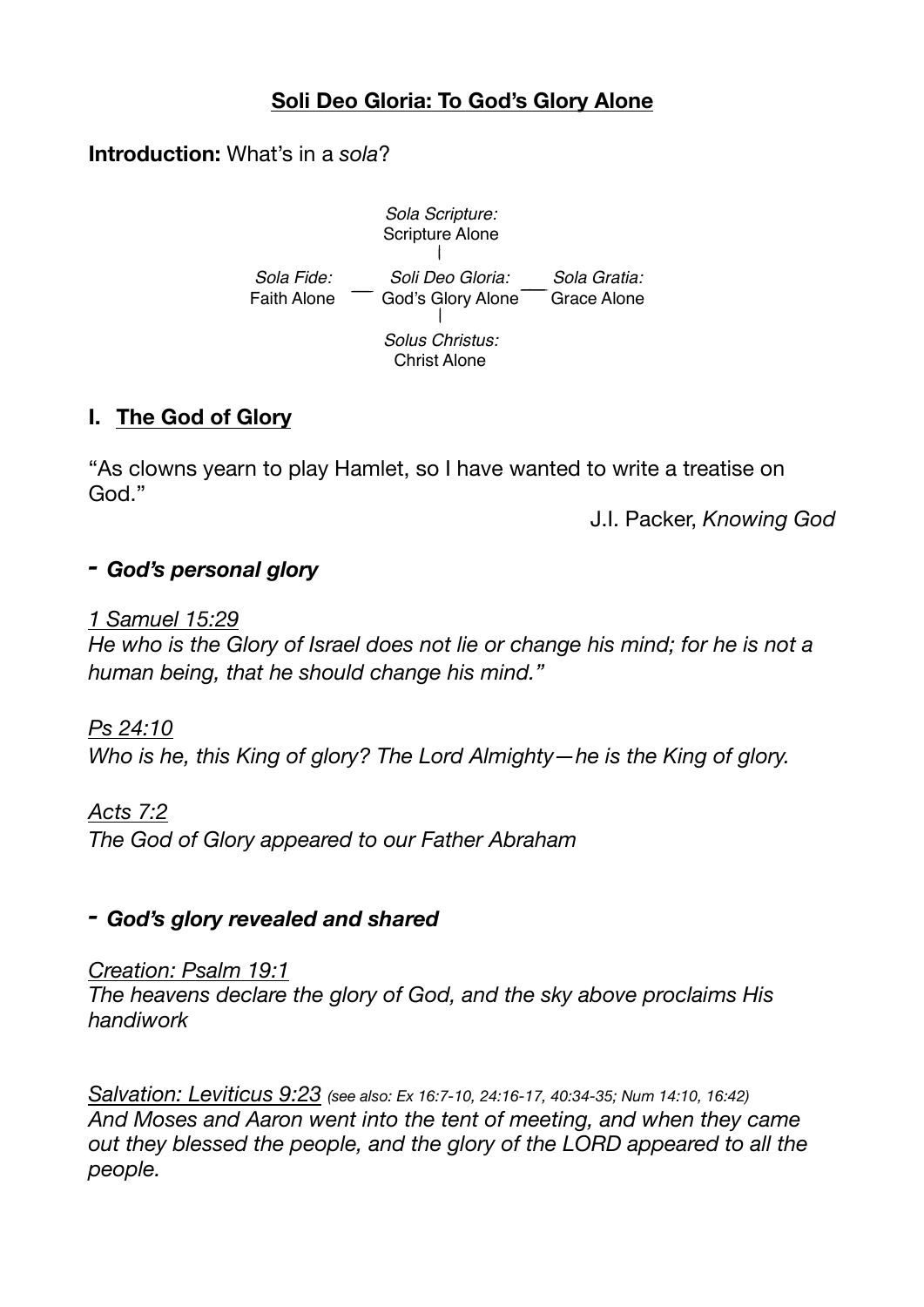# Soli Deo Gloria: To God's Glory Alone

**Introduction:** What's in a *sola*?

*Sola Scripture:*
Scripture Alone

*Sola Fide:* Faith Alone — *Soli Deo Gloria:* God's Glory Alone — *Sola Gratia:* Grace Alone

*Solus Christus:*
Christ Alone

## I. The God of Glory

"As clowns yearn to play Hamlet, so I have wanted to write a treatise on God."

J.I. Packer, *Knowing God*

### - *God's personal glory*

*1 Samuel 15:29*
*He who is the Glory of Israel does not lie or change his mind; for he is not a human being, that he should change his mind."*

*Ps 24:10*
*Who is he, this King of glory? The Lord Almighty—he is the King of glory.*

*Acts 7:2*
*The God of Glory appeared to our Father Abraham*

### - *God's glory revealed and shared*

*Creation: Psalm 19:1*
*The heavens declare the glory of God, and the sky above proclaims His handiwork*

*Salvation: Leviticus 9:23* *(see also: Ex 16:7-10, 24:16-17, 40:34-35; Num 14:10, 16:42)*
*And Moses and Aaron went into the tent of meeting, and when they came out they blessed the people, and the glory of the LORD appeared to all the people.*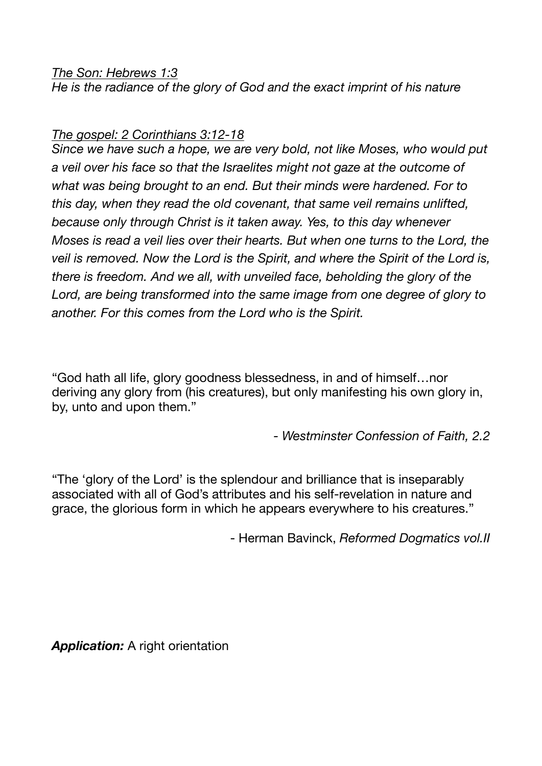*<u>The Son: Hebrews 1:3</u>*
*He is the radiance of the glory of God and the exact imprint of his nature*

*<u>The gospel: 2 Corinthians 3:12-18</u>*
*Since we have such a hope, we are very bold, not like Moses, who would put a veil over his face so that the Israelites might not gaze at the outcome of what was being brought to an end. But their minds were hardened. For to this day, when they read the old covenant, that same veil remains unlifted, because only through Christ is it taken away. Yes, to this day whenever Moses is read a veil lies over their hearts. But when one turns to the Lord, the veil is removed. Now the Lord is the Spirit, and where the Spirit of the Lord is, there is freedom. And we all, with unveiled face, beholding the glory of the Lord, are being transformed into the same image from one degree of glory to another. For this comes from the Lord who is the Spirit.*

"God hath all life, glory goodness blessedness, in and of himself…nor deriving any glory from (his creatures), but only manifesting his own glory in, by, unto and upon them."

*- Westminster Confession of Faith, 2.2*

"The 'glory of the Lord' is the splendour and brilliance that is inseparably associated with all of God's attributes and his self-revelation in nature and grace, the glorious form in which he appears everywhere to his creatures."

- Herman Bavinck, *Reformed Dogmatics vol.II*

***Application:*** A right orientation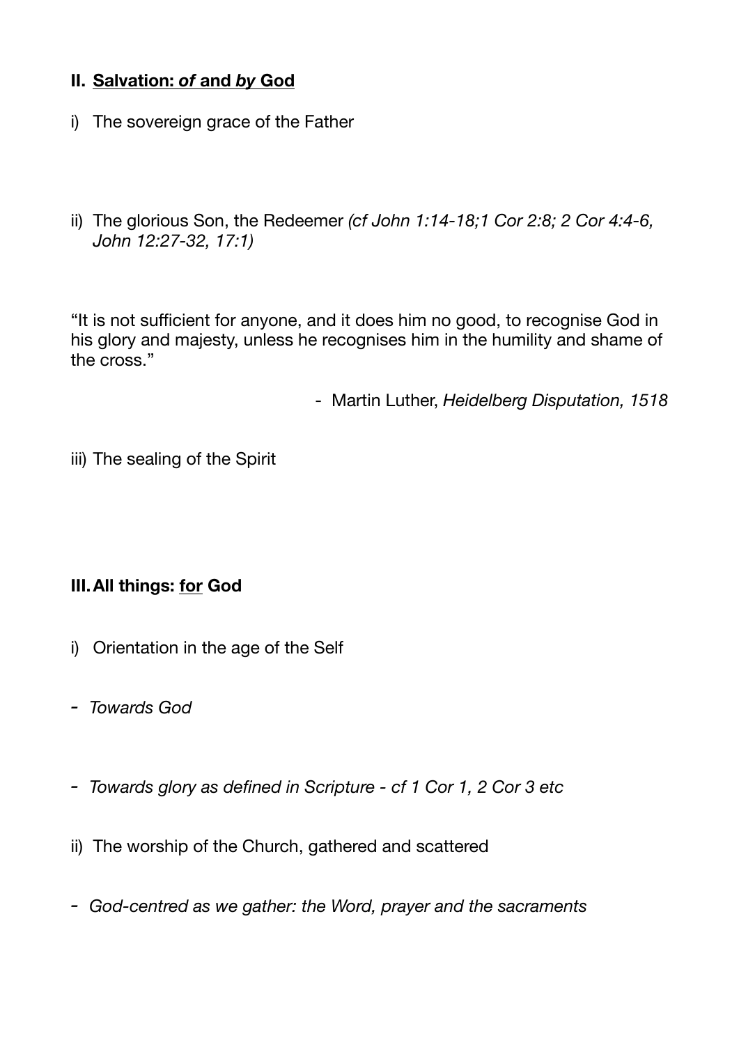## II. Salvation: *of* and *by* God

i) The sovereign grace of the Father

ii) The glorious Son, the Redeemer *(cf John 1:14-18;1 Cor 2:8; 2 Cor 4:4-6, John 12:27-32, 17:1)*

"It is not sufficient for anyone, and it does him no good, to recognise God in his glory and majesty, unless he recognises him in the humility and shame of the cross."

- Martin Luther, *Heidelberg Disputation, 1518*

iii) The sealing of the Spirit

## III. All things: for God

i) Orientation in the age of the Self

- *Towards God*

- *Towards glory as defined in Scripture - cf 1 Cor 1, 2 Cor 3 etc*

ii) The worship of the Church, gathered and scattered

- *God-centred as we gather: the Word, prayer and the sacraments*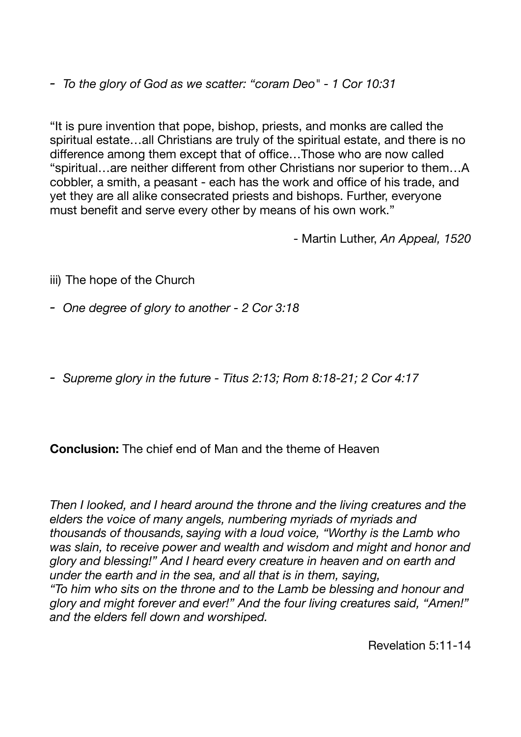- *To the glory of God as we scatter: "coram Deo" - 1 Cor 10:31*

"It is pure invention that pope, bishop, priests, and monks are called the spiritual estate…all Christians are truly of the spiritual estate, and there is no difference among them except that of office…Those who are now called "spiritual…are neither different from other Christians nor superior to them…A cobbler, a smith, a peasant - each has the work and office of his trade, and yet they are all alike consecrated priests and bishops. Further, everyone must benefit and serve every other by means of his own work."

- Martin Luther, *An Appeal, 1520*

iii) The hope of the Church

- *One degree of glory to another - 2 Cor 3:18*

- *Supreme glory in the future - Titus 2:13; Rom 8:18-21; 2 Cor 4:17*

**Conclusion:** The chief end of Man and the theme of Heaven

*Then I looked, and I heard around the throne and the living creatures and the elders the voice of many angels, numbering myriads of myriads and thousands of thousands, saying with a loud voice, "Worthy is the Lamb who was slain, to receive power and wealth and wisdom and might and honor and glory and blessing!" And I heard every creature in heaven and on earth and under the earth and in the sea, and all that is in them, saying, "To him who sits on the throne and to the Lamb be blessing and honour and glory and might forever and ever!" And the four living creatures said, "Amen!" and the elders fell down and worshiped.*

Revelation 5:11-14